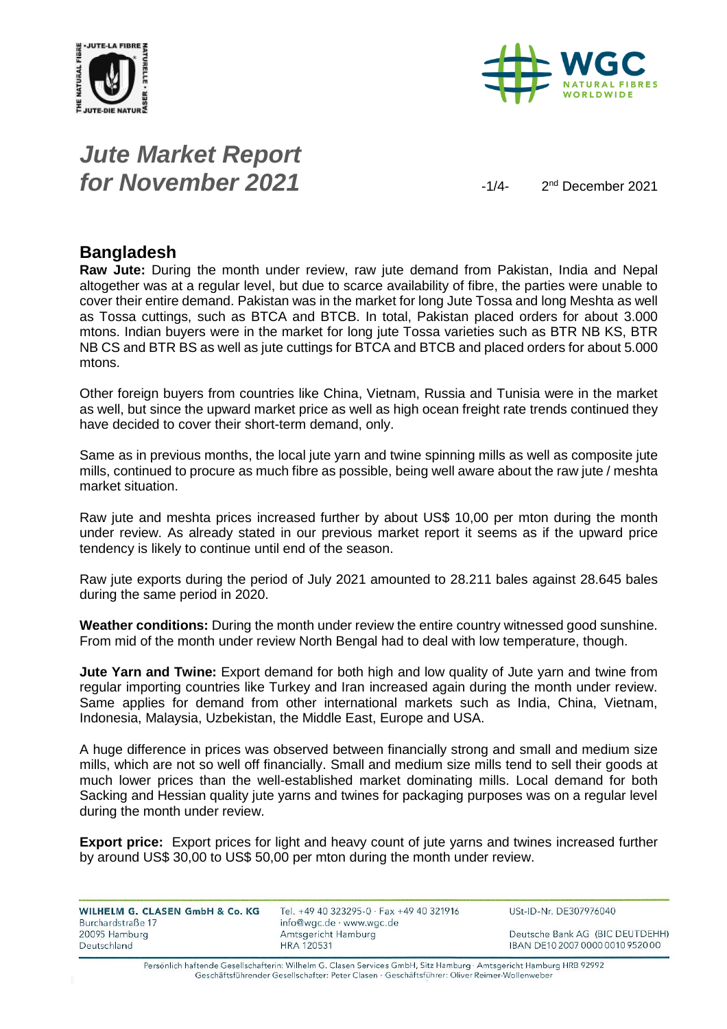# *Jute Market Report for November 2021*

2nd December 2021

## Bangladesh

**Raw Jute:** During the month under review, raw jute demand from Pakistan, India and Nepal altogether was at a regular level, but due to scarce availability of fibre, the parties were unable to cover their entire demand. Pakistan was in the market for long Jute Tossa and long Meshta as well as Tossa cuttings, such as BTCA and BTCB. In total, Pakistan placed orders for about 3.000 mtons. Indian buyers were in the market for long jute Tossa varieties such as BTR NB KS, BTR NB CS and BTR BS as well as jute cuttings for BTCA and BTCB and placed orders for about 5.000 mtons.

Other foreign buyers from countries like China, Vietnam, Russia and Tunisia were in the market as well, but since the upward market price as well as high ocean freight rate trends continued they have decided to cover their short-term demand, only.

Same as in previous months, the local jute yarn and twine spinning mills as well as composite jute mills, continued to procure as much fibre as possible, being well aware about the raw jute / meshta market situation.

Raw jute and meshta prices increased further by about US$ 10,00 per mton during the month under review. As already stated in our previous market report it seems as if the upward price tendency is likely to continue until end of the season.

Raw jute exports during the period of July 2021 amounted to 28.211 bales against 28.645 bales during the same period in 2020.

**Weather conditions:** During the month under review the entire country witnessed good sunshine. From mid of the month under review North Bengal had to deal with low temperature, though.

**Jute Yarn and Twine:** Export demand for both high and low quality of Jute yarn and twine from regular importing countries like Turkey and Iran increased again during the month under review. Same applies for demand from other international markets such as India, China, Vietnam, Indonesia, Malaysia, Uzbekistan, the Middle East, Europe and USA.

A huge difference in prices was observed between financially strong and small and medium size mills, which are not so well off financially. Small and medium size mills tend to sell their goods at much lower prices than the well-established market dominating mills. Local demand for both Sacking and Hessian quality jute yarns and twines for packaging purposes was on a regular level during the month under review.

**Export price:** Export prices for light and heavy count of jute yarns and twines increased further by around US$ 30,00 to US$ 50,00 per mton during the month under review.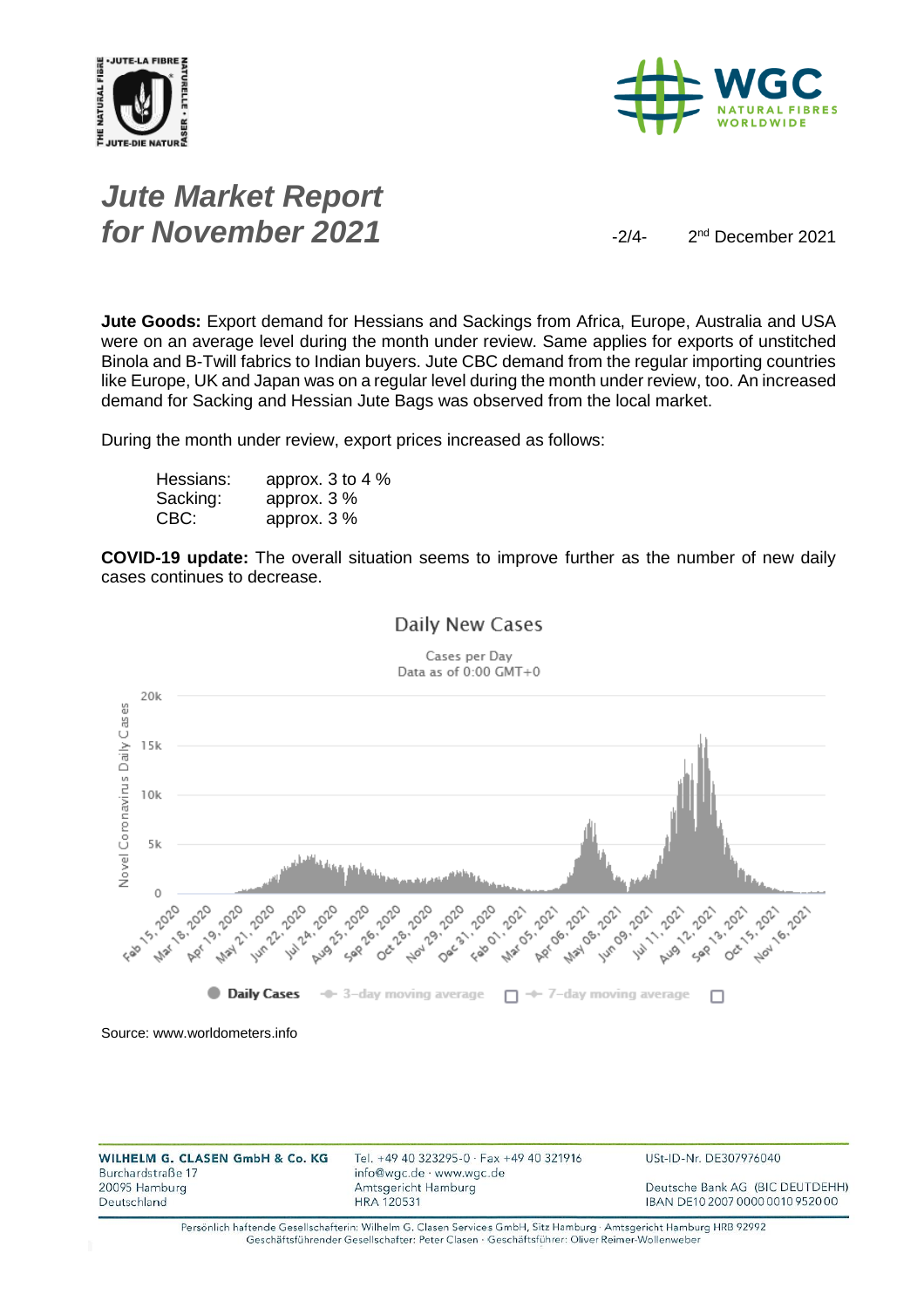# Jute Market Report for November 2021

2nd December 2021

**Jute Goods:** Export demand for Hessians and Sackings from Africa, Europe, Australia and USA were on an average level during the month under review. Same applies for exports of unstitched Binola and B-Twill fabrics to Indian buyers. Jute CBC demand from the regular importing countries like Europe, UK and Japan was on a regular level during the month under review, too. An increased demand for Sacking and Hessian Jute Bags was observed from the local market.

During the month under review, export prices increased as follows:

| | |
|---|---|
| Hessians: | approx. 3 to 4 % |
| Sacking: | approx. 3 % |
| CBC: | approx. 3 % |

**COVID-19 update:** The overall situation seems to improve further as the number of new daily cases continues to decrease.

Daily New Cases

Cases per Day
Data as of 0:00 GMT+0

Source: www.worldometers.info

WILHELM G. CLASEN GmbH & Co. KG
Burchardstraße 17
20095 Hamburg
Deutschland

Tel. +49 40 323295-0 · Fax +49 40 321916
info@wgc.de · www.wgc.de
Amtsgericht Hamburg
HRA 120531

USt-ID-Nr. DE307976040

Deutsche Bank AG (BIC DEUTDEHH)
IBAN DE10 2007 0000 0010 9520 00

Persönlich haftende Gesellschafterin: Wilhelm G. Clasen Services GmbH, Sitz Hamburg · Amtsgericht Hamburg HRB 92992
Geschäftsführender Gesellschafter: Peter Clasen · Geschäftsführer: Oliver Reimer-Wollenweber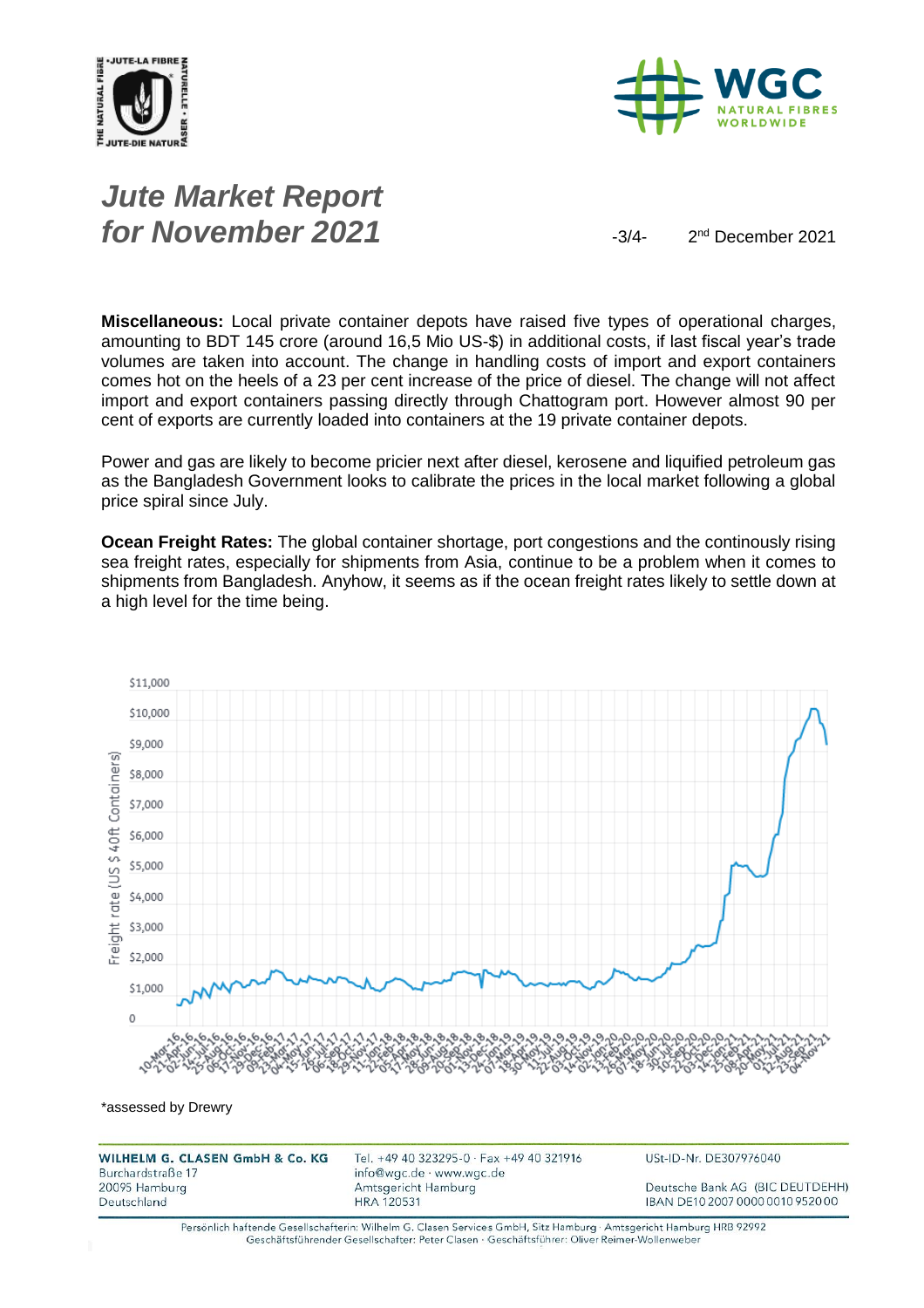# *Jute Market Report for November 2021*

2nd December 2021

**Miscellaneous:** Local private container depots have raised five types of operational charges, amounting to BDT 145 crore (around 16,5 Mio US-$) in additional costs, if last fiscal year's trade volumes are taken into account. The change in handling costs of import and export containers comes hot on the heels of a 23 per cent increase of the price of diesel. The change will not affect import and export containers passing directly through Chattogram port. However almost 90 per cent of exports are currently loaded into containers at the 19 private container depots.

Power and gas are likely to become pricier next after diesel, kerosene and liquified petroleum gas as the Bangladesh Government looks to calibrate the prices in the local market following a global price spiral since July.

**Ocean Freight Rates:** The global container shortage, port congestions and the continously rising sea freight rates, especially for shipments from Asia, continue to be a problem when it comes to shipments from Bangladesh. Anyhow, it seems as if the ocean freight rates likely to settle down at a high level for the time being.

*assessed by Drewry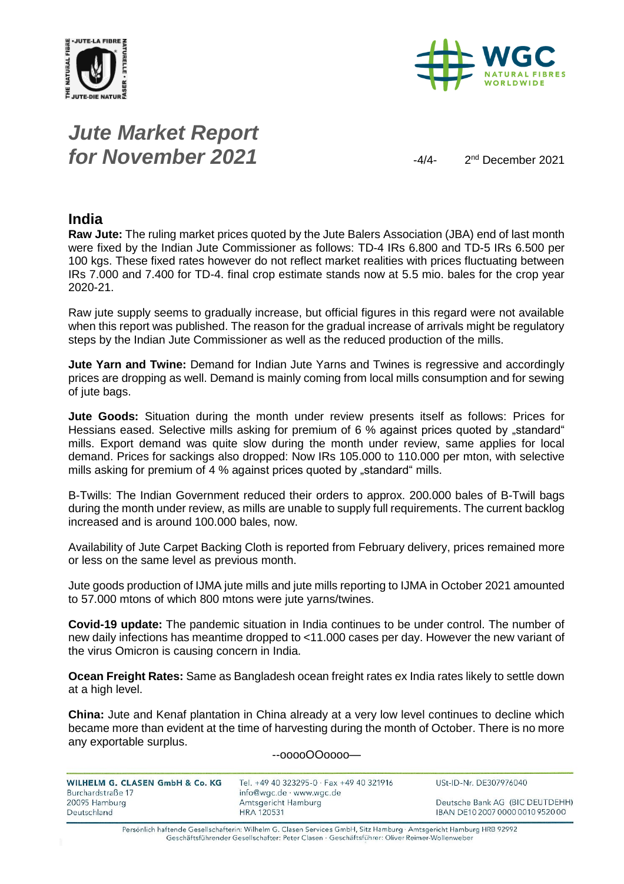## Jute Market Report for November 2021

2nd December 2021

## India

**Raw Jute:** The ruling market prices quoted by the Jute Balers Association (JBA) end of last month were fixed by the Indian Jute Commissioner as follows: TD-4 IRs 6.800 and TD-5 IRs 6.500 per 100 kgs. These fixed rates however do not reflect market realities with prices fluctuating between IRs 7.000 and 7.400 for TD-4. final crop estimate stands now at 5.5 mio. bales for the crop year 2020-21.

Raw jute supply seems to gradually increase, but official figures in this regard were not available when this report was published. The reason for the gradual increase of arrivals might be regulatory steps by the Indian Jute Commissioner as well as the reduced production of the mills.

**Jute Yarn and Twine:** Demand for Indian Jute Yarns and Twines is regressive and accordingly prices are dropping as well. Demand is mainly coming from local mills consumption and for sewing of jute bags.

**Jute Goods:** Situation during the month under review presents itself as follows: Prices for Hessians eased. Selective mills asking for premium of 6 % against prices quoted by „standard" mills. Export demand was quite slow during the month under review, same applies for local demand. Prices for sackings also dropped: Now IRs 105.000 to 110.000 per mton, with selective mills asking for premium of 4 % against prices quoted by „standard" mills.

B-Twills: The Indian Government reduced their orders to approx. 200.000 bales of B-Twill bags during the month under review, as mills are unable to supply full requirements. The current backlog increased and is around 100.000 bales, now.

Availability of Jute Carpet Backing Cloth is reported from February delivery, prices remained more or less on the same level as previous month.

Jute goods production of IJMA jute mills and jute mills reporting to IJMA in October 2021 amounted to 57.000 mtons of which 800 mtons were jute yarns/twines.

**Covid-19 update:** The pandemic situation in India continues to be under control. The number of new daily infections has meantime dropped to <11.000 cases per day. However the new variant of the virus Omicron is causing concern in India.

**Ocean Freight Rates:** Same as Bangladesh ocean freight rates ex India rates likely to settle down at a high level.

**China:** Jute and Kenaf plantation in China already at a very low level continues to decline which became more than evident at the time of harvesting during the month of October. There is no more any exportable surplus.

--ooooOOoooo—

**WILHELM G. CLASEN GmbH & Co. KG**
Burchardstraße 17
20095 Hamburg
Deutschland

Tel. +49 40 323295-0 · Fax +49 40 321916
info@wgc.de · www.wgc.de
Amtsgericht Hamburg
HRA 120531

USt-ID-Nr. DE307976040

Deutsche Bank AG (BIC DEUTDEHH)
IBAN DE10 2007 0000 0010 9520 00

Persönlich haftende Gesellschafterin: Wilhelm G. Clasen Services GmbH, Sitz Hamburg · Amtsgericht Hamburg HRB 92992
Geschäftsführender Gesellschafter: Peter Clasen · Geschäftsführer: Oliver Reimer-Wollenweber